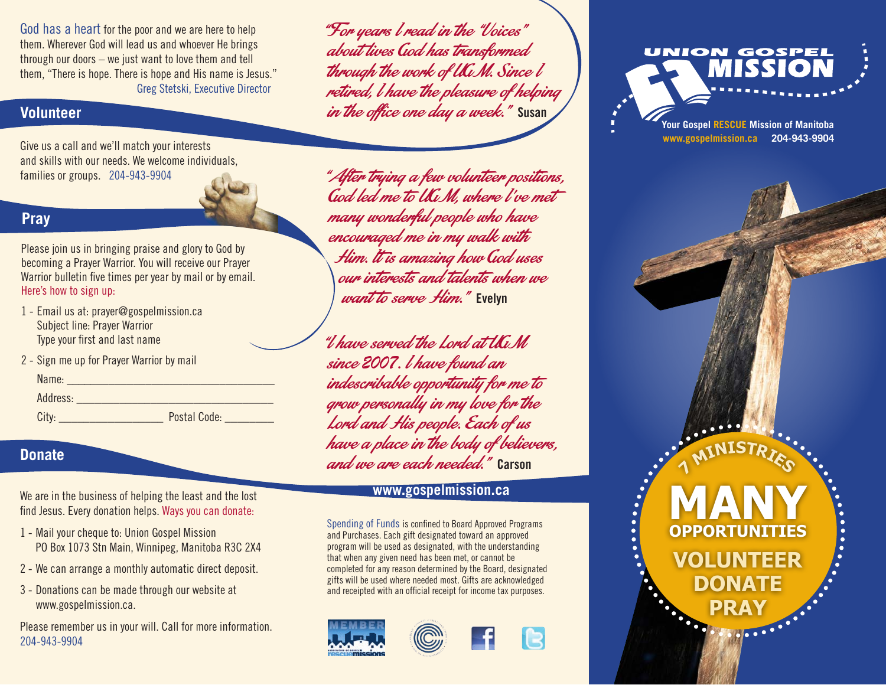God has a heart for the poor and we are here to help them. Wherever God will lead us and whoever He brings through our doors – we just want to love them and tell them, "There is hope. There is hope and His name is Jesus."
Greg Stetski, Executive Director

## Volunteer

Give us a call and we'll match your interests and skills with our needs. We welcome individuals, families or groups. 204-943-9904

## Pray

Please join us in bringing praise and glory to God by becoming a Prayer Warrior. You will receive our Prayer Warrior bulletin five times per year by mail or by email. Here's how to sign up:

1 - Email us at: prayer@gospelmission.ca
Subject line: Prayer Warrior
Type your first and last name

2 - Sign me up for Prayer Warrior by mail

Name: ___________________________________

Address: _________________________________

City: __________________ Postal Code: _________

## Donate

We are in the business of helping the least and the lost find Jesus. Every donation helps. Ways you can donate:

1 - Mail your cheque to: Union Gospel Mission
PO Box 1073 Stn Main, Winnipeg, Manitoba R3C 2X4

2 - We can arrange a monthly automatic direct deposit.

3 - Donations can be made through our website at www.gospelmission.ca.

Please remember us in your will. Call for more information.
204-943-9904

*"For years I read in the "Voices" about lives God has transformed through the work of UGM. Since I retired, I have the pleasure of helping in the office one day a week."* **Susan**

*"After trying a few volunteer positions, God led me to UGM, where I've met many wonderful people who have encouraged me in my walk with Him. It is amazing how God uses our interests and talents when we want to serve Him."* **Evelyn**

*"I have served the Lord at UGM since 2007. I have found an indescribable opportunity for me to grow personally in my love for the Lord and His people. Each of us have a place in the body of believers, and we are each needed."* **Carson**

**www.gospelmission.ca**

Spending of Funds is confined to Board Approved Programs and Purchases. Each gift designated toward an approved program will be used as designated, with the understanding that when any given need has been met, or cannot be completed for any reason determined by the Board, designated gifts will be used where needed most. Gifts are acknowledged and receipted with an official receipt for income tax purposes.

# UNION GOSPEL MISSION

Your Gospel RESCUE Mission of Manitoba
www.gospelmission.ca 204-943-9904

7 MINISTRIES

**MANY OPPORTUNITIES**

**VOLUNTEER**
**DONATE**
**PRAY**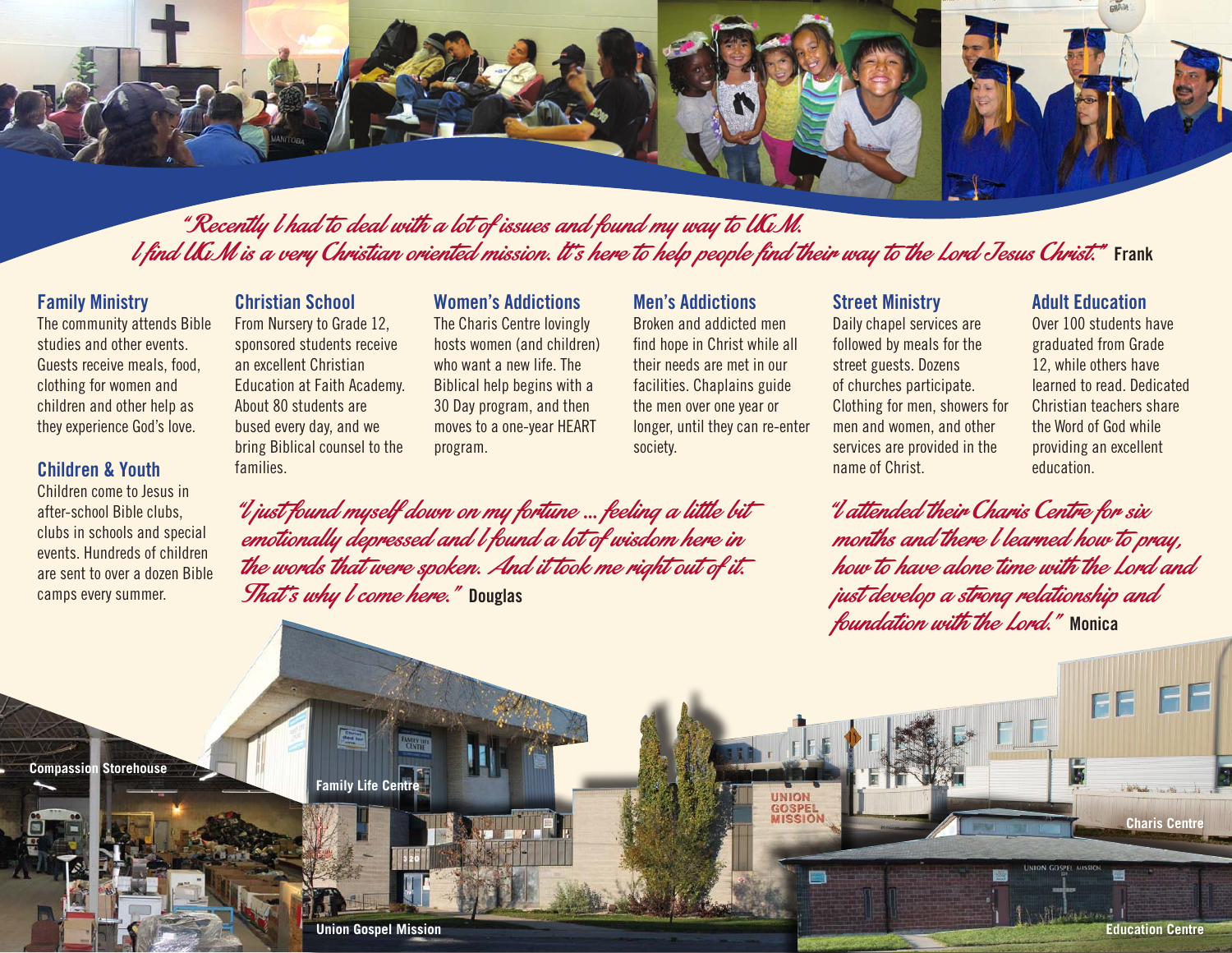*"Recently I had to deal with a lot of issues and found my way to UGM. I find UGM is a very Christian oriented mission. It's here to help people find their way to the Lord Jesus Christ."* **Frank**

## Family Ministry

The community attends Bible studies and other events. Guests receive meals, food, clothing for women and children and other help as they experience God's love.

## Children & Youth

Children come to Jesus in after-school Bible clubs, clubs in schools and special events. Hundreds of children are sent to over a dozen Bible camps every summer.

## Christian School

From Nursery to Grade 12, sponsored students receive an excellent Christian Education at Faith Academy. About 80 students are bused every day, and we bring Biblical counsel to the families.

## Women's Addictions

The Charis Centre lovingly hosts women (and children) who want a new life. The Biblical help begins with a 30 Day program, and then moves to a one-year HEART program.

## Men's Addictions

Broken and addicted men find hope in Christ while all their needs are met in our facilities. Chaplains guide the men over one year or longer, until they can re-enter society.

*"I just found myself down on my fortune ... feeling a little bit emotionally depressed and I found a lot of wisdom here in the words that were spoken. And it took me right out of it. That's why I come here."* **Douglas**

## Street Ministry

Daily chapel services are followed by meals for the street guests. Dozens of churches participate. Clothing for men, showers for men and women, and other services are provided in the name of Christ.

## Adult Education

Over 100 students have graduated from Grade 12, while others have learned to read. Dedicated Christian teachers share the Word of God while providing an excellent education.

*"I attended their Charis Centre for six months and there I learned how to pray, how to have alone time with the Lord and just develop a strong relationship and foundation with the Lord."* **Monica**

Compassion Storehouse

Family Life Centre

Union Gospel Mission

Charis Centre

Education Centre